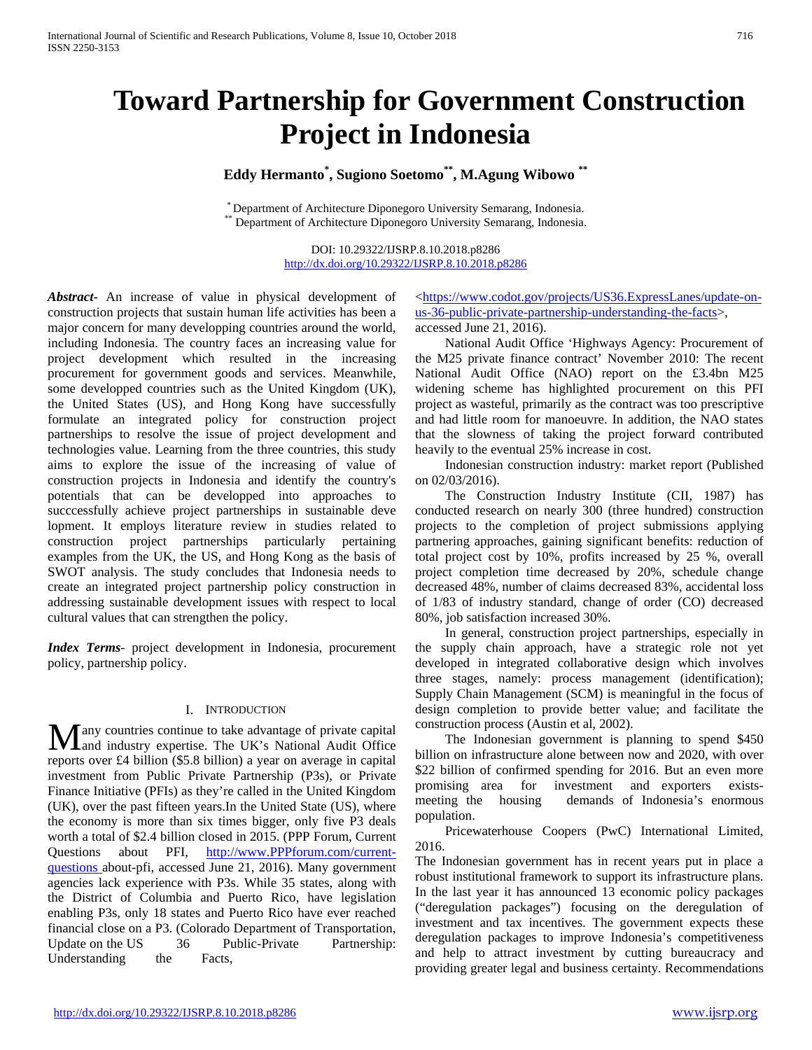# Toward Partnership for Government Construction Project in Indonesia

**Eddy Hermanto[*], Sugiono Soetomo[**], M.Agung Wibowo [**]**

[*] Department of Architecture Diponegoro University Semarang, Indonesia.
[**] Department of Architecture Diponegoro University Semarang, Indonesia.

DOI: 10.29322/IJSRP.8.10.2018.p8286
http://dx.doi.org/10.29322/IJSRP.8.10.2018.p8286

***Abstract***- An increase of value in physical development of construction projects that sustain human life activities has been a major concern for many developping countries around the world, including Indonesia. The country faces an increasing value for project development which resulted in the increasing procurement for government goods and services. Meanwhile, some developped countries such as the United Kingdom (UK), the United States (US), and Hong Kong have successfully formulate an integrated policy for construction project partnerships to resolve the issue of project development and technologies value. Learning from the three countries, this study aims to explore the issue of the increasing of value of construction projects in Indonesia and identify the country's potentials that can be developped into approaches to succcessfully achieve project partnerships in sustainable deve lopment. It employs literature review in studies related to construction project partnerships particularly pertaining examples from the UK, the US, and Hong Kong as the basis of SWOT analysis. The study concludes that Indonesia needs to create an integrated project partnership policy construction in addressing sustainable development issues with respect to local cultural values that can strengthen the policy.

***Index Terms***- project development in Indonesia, procurement policy, partnership policy.

## I. Introduction

Many countries continue to take advantage of private capital and industry expertise. The UK's National Audit Office reports over £4 billion ($5.8 billion) a year on average in capital investment from Public Private Partnership (P3s), or Private Finance Initiative (PFIs) as they're called in the United Kingdom (UK), over the past fifteen years.In the United State (US), where the economy is more than six times bigger, only five P3 deals worth a total of $2.4 billion closed in 2015. (PPP Forum, Current Questions about PFI, http://www.PPPforum.com/current-questions about-pfi, accessed June 21, 2016). Many government agencies lack experience with P3s. While 35 states, along with the District of Columbia and Puerto Rico, have legislation enabling P3s, only 18 states and Puerto Rico have ever reached financial close on a P3. (Colorado Department of Transportation, Update on the US 36 Public-Private Partnership: Understanding the Facts, <https://www.codot.gov/projects/US36.ExpressLanes/update-on-us-36-public-private-partnership-understanding-the-facts>, accessed June 21, 2016).

National Audit Office 'Highways Agency: Procurement of the M25 private finance contract' November 2010: The recent National Audit Office (NAO) report on the £3.4bn M25 widening scheme has highlighted procurement on this PFI project as wasteful, primarily as the contract was too prescriptive and had little room for manoeuvre. In addition, the NAO states that the slowness of taking the project forward contributed heavily to the eventual 25% increase in cost.

Indonesian construction industry: market report (Published on 02/03/2016).

The Construction Industry Institute (CII, 1987) has conducted research on nearly 300 (three hundred) construction projects to the completion of project submissions applying partnering approaches, gaining significant benefits: reduction of total project cost by 10%, profits increased by 25 %, overall project completion time decreased by 20%, schedule change decreased 48%, number of claims decreased 83%, accidental loss of 1/83 of industry standard, change of order (CO) decreased 80%, job satisfaction increased 30%.

In general, construction project partnerships, especially in the supply chain approach, have a strategic role not yet developed in integrated collaborative design which involves three stages, namely: process management (identification); Supply Chain Management (SCM) is meaningful in the focus of design completion to provide better value; and facilitate the construction process (Austin et al, 2002).

The Indonesian government is planning to spend $450 billion on infrastructure alone between now and 2020, with over $22 billion of confirmed spending for 2016. But an even more promising area for investment and exporters exists- meeting the housing demands of Indonesia's enormous population.

Pricewaterhouse Coopers (PwC) International Limited, 2016.

The Indonesian government has in recent years put in place a robust institutional framework to support its infrastructure plans. In the last year it has announced 13 economic policy packages ("deregulation packages") focusing on the deregulation of investment and tax incentives. The government expects these deregulation packages to improve Indonesia's competitiveness and help to attract investment by cutting bureaucracy and providing greater legal and business certainty. Recommendations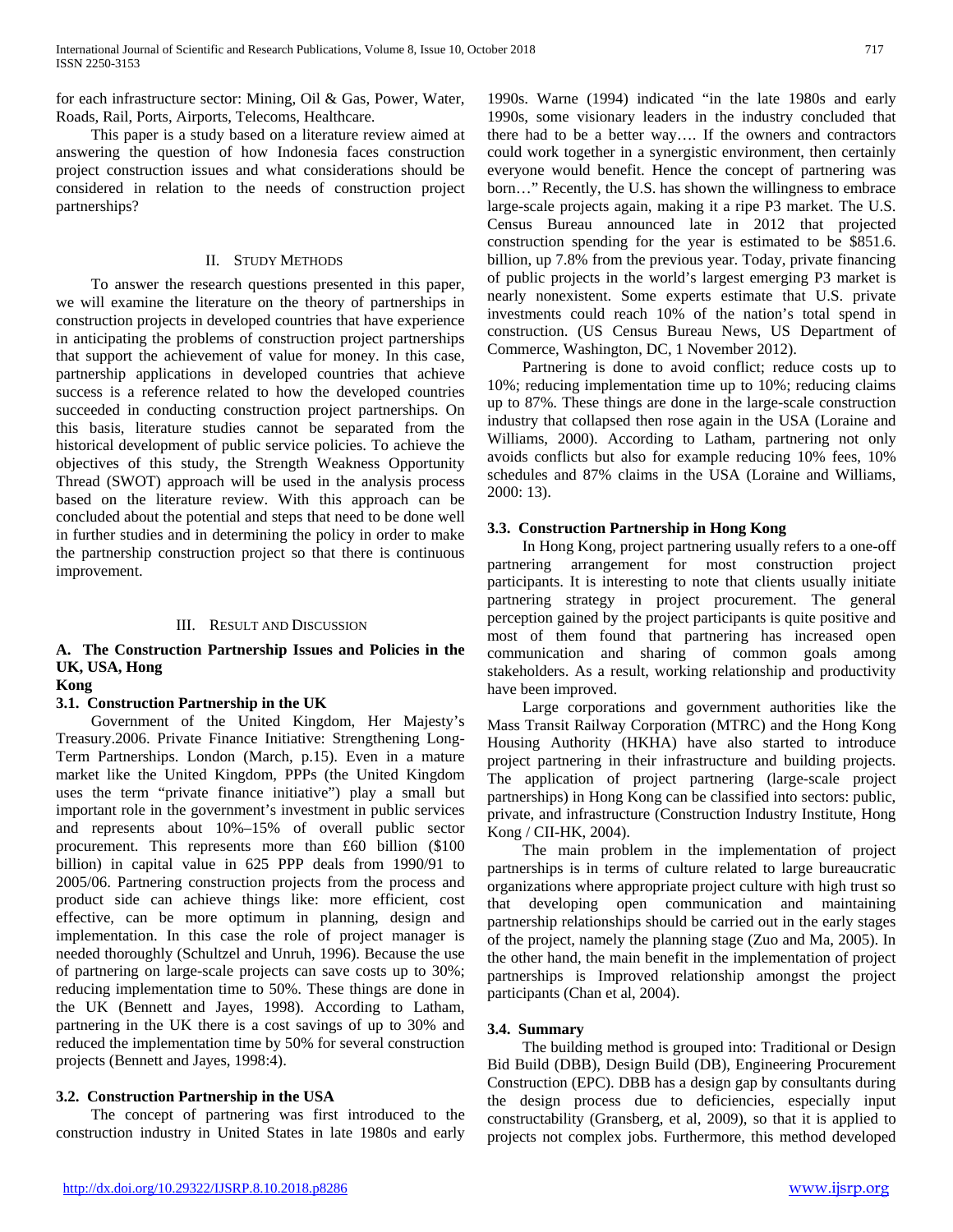for each infrastructure sector: Mining, Oil & Gas, Power, Water, Roads, Rail, Ports, Airports, Telecoms, Healthcare.

This paper is a study based on a literature review aimed at answering the question of how Indonesia faces construction project construction issues and what considerations should be considered in relation to the needs of construction project partnerships?

## II. Study Methods

To answer the research questions presented in this paper, we will examine the literature on the theory of partnerships in construction projects in developed countries that have experience in anticipating the problems of construction project partnerships that support the achievement of value for money. In this case, partnership applications in developed countries that achieve success is a reference related to how the developed countries succeeded in conducting construction project partnerships. On this basis, literature studies cannot be separated from the historical development of public service policies. To achieve the objectives of this study, the Strength Weakness Opportunity Thread (SWOT) approach will be used in the analysis process based on the literature review. With this approach can be concluded about the potential and steps that need to be done well in further studies and in determining the policy in order to make the partnership construction project so that there is continuous improvement.

## III. Result and Discussion

### A. The Construction Partnership Issues and Policies in the UK, USA, Hong Kong

#### 3.1. Construction Partnership in the UK

Government of the United Kingdom, Her Majesty's Treasury.2006. Private Finance Initiative: Strengthening Long-Term Partnerships. London (March, p.15). Even in a mature market like the United Kingdom, PPPs (the United Kingdom uses the term "private finance initiative") play a small but important role in the government's investment in public services and represents about 10%–15% of overall public sector procurement. This represents more than £60 billion ($100 billion) in capital value in 625 PPP deals from 1990/91 to 2005/06. Partnering construction projects from the process and product side can achieve things like: more efficient, cost effective, can be more optimum in planning, design and implementation. In this case the role of project manager is needed thoroughly (Schultzel and Unruh, 1996). Because the use of partnering on large-scale projects can save costs up to 30%; reducing implementation time to 50%. These things are done in the UK (Bennett and Jayes, 1998). According to Latham, partnering in the UK there is a cost savings of up to 30% and reduced the implementation time by 50% for several construction projects (Bennett and Jayes, 1998:4).

#### 3.2. Construction Partnership in the USA

The concept of partnering was first introduced to the construction industry in United States in late 1980s and early 1990s. Warne (1994) indicated "in the late 1980s and early 1990s, some visionary leaders in the industry concluded that there had to be a better way…. If the owners and contractors could work together in a synergistic environment, then certainly everyone would benefit. Hence the concept of partnering was born…" Recently, the U.S. has shown the willingness to embrace large-scale projects again, making it a ripe P3 market. The U.S. Census Bureau announced late in 2012 that projected construction spending for the year is estimated to be $851.6. billion, up 7.8% from the previous year. Today, private financing of public projects in the world's largest emerging P3 market is nearly nonexistent. Some experts estimate that U.S. private investments could reach 10% of the nation's total spend in construction. (US Census Bureau News, US Department of Commerce, Washington, DC, 1 November 2012).

Partnering is done to avoid conflict; reduce costs up to 10%; reducing implementation time up to 10%; reducing claims up to 87%. These things are done in the large-scale construction industry that collapsed then rose again in the USA (Loraine and Williams, 2000). According to Latham, partnering not only avoids conflicts but also for example reducing 10% fees, 10% schedules and 87% claims in the USA (Loraine and Williams, 2000: 13).

#### 3.3. Construction Partnership in Hong Kong

In Hong Kong, project partnering usually refers to a one-off partnering arrangement for most construction project participants. It is interesting to note that clients usually initiate partnering strategy in project procurement. The general perception gained by the project participants is quite positive and most of them found that partnering has increased open communication and sharing of common goals among stakeholders. As a result, working relationship and productivity have been improved.

Large corporations and government authorities like the Mass Transit Railway Corporation (MTRC) and the Hong Kong Housing Authority (HKHA) have also started to introduce project partnering in their infrastructure and building projects. The application of project partnering (large-scale project partnerships) in Hong Kong can be classified into sectors: public, private, and infrastructure (Construction Industry Institute, Hong Kong / CII-HK, 2004).

The main problem in the implementation of project partnerships is in terms of culture related to large bureaucratic organizations where appropriate project culture with high trust so that developing open communication and maintaining partnership relationships should be carried out in the early stages of the project, namely the planning stage (Zuo and Ma, 2005). In the other hand, the main benefit in the implementation of project partnerships is Improved relationship amongst the project participants (Chan et al, 2004).

#### 3.4. Summary

The building method is grouped into: Traditional or Design Bid Build (DBB), Design Build (DB), Engineering Procurement Construction (EPC). DBB has a design gap by consultants during the design process due to deficiencies, especially input constructability (Gransberg, et al, 2009), so that it is applied to projects not complex jobs. Furthermore, this method developed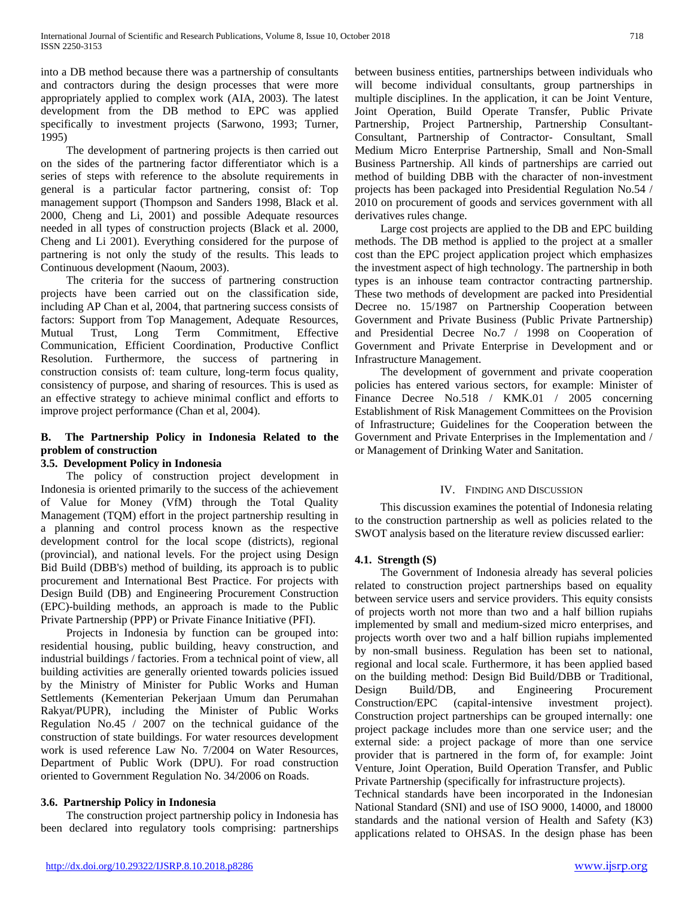into a DB method because there was a partnership of consultants and contractors during the design processes that were more appropriately applied to complex work (AIA, 2003). The latest development from the DB method to EPC was applied specifically to investment projects (Sarwono, 1993; Turner, 1995)

The development of partnering projects is then carried out on the sides of the partnering factor differentiator which is a series of steps with reference to the absolute requirements in general is a particular factor partnering, consist of: Top management support (Thompson and Sanders 1998, Black et al. 2000, Cheng and Li, 2001) and possible Adequate resources needed in all types of construction projects (Black et al. 2000, Cheng and Li 2001). Everything considered for the purpose of partnering is not only the study of the results. This leads to Continuous development (Naoum, 2003).

The criteria for the success of partnering construction projects have been carried out on the classification side, including AP Chan et al, 2004, that partnering success consists of factors: Support from Top Management, Adequate Resources, Mutual Trust, Long Term Commitment, Effective Communication, Efficient Coordination, Productive Conflict Resolution. Furthermore, the success of partnering in construction consists of: team culture, long-term focus quality, consistency of purpose, and sharing of resources. This is used as an effective strategy to achieve minimal conflict and efforts to improve project performance (Chan et al, 2004).

## B. The Partnership Policy in Indonesia Related to the problem of construction

### 3.5. Development Policy in Indonesia

The policy of construction project development in Indonesia is oriented primarily to the success of the achievement of Value for Money (VfM) through the Total Quality Management (TQM) effort in the project partnership resulting in a planning and control process known as the respective development control for the local scope (districts), regional (provincial), and national levels. For the project using Design Bid Build (DBB's) method of building, its approach is to public procurement and International Best Practice. For projects with Design Build (DB) and Engineering Procurement Construction (EPC)-building methods, an approach is made to the Public Private Partnership (PPP) or Private Finance Initiative (PFI).

Projects in Indonesia by function can be grouped into: residential housing, public building, heavy construction, and industrial buildings / factories. From a technical point of view, all building activities are generally oriented towards policies issued by the Ministry of Minister for Public Works and Human Settlements (Kementerian Pekerjaan Umum dan Perumahan Rakyat/PUPR), including the Minister of Public Works Regulation No.45 / 2007 on the technical guidance of the construction of state buildings. For water resources development work is used reference Law No. 7/2004 on Water Resources, Department of Public Work (DPU). For road construction oriented to Government Regulation No. 34/2006 on Roads.

### 3.6. Partnership Policy in Indonesia

The construction project partnership policy in Indonesia has been declared into regulatory tools comprising: partnerships between business entities, partnerships between individuals who will become individual consultants, group partnerships in multiple disciplines. In the application, it can be Joint Venture, Joint Operation, Build Operate Transfer, Public Private Partnership, Project Partnership, Partnership Consultant-Consultant, Partnership of Contractor- Consultant, Small Medium Micro Enterprise Partnership, Small and Non-Small Business Partnership. All kinds of partnerships are carried out method of building DBB with the character of non-investment projects has been packaged into Presidential Regulation No.54 / 2010 on procurement of goods and services government with all derivatives rules change.

Large cost projects are applied to the DB and EPC building methods. The DB method is applied to the project at a smaller cost than the EPC project application project which emphasizes the investment aspect of high technology. The partnership in both types is an inhouse team contractor contracting partnership. These two methods of development are packed into Presidential Decree no. 15/1987 on Partnership Cooperation between Government and Private Business (Public Private Partnership) and Presidential Decree No.7 / 1998 on Cooperation of Government and Private Enterprise in Development and or Infrastructure Management.

The development of government and private cooperation policies has entered various sectors, for example: Minister of Finance Decree No.518 / KMK.01 / 2005 concerning Establishment of Risk Management Committees on the Provision of Infrastructure; Guidelines for the Cooperation between the Government and Private Enterprises in the Implementation and / or Management of Drinking Water and Sanitation.

# IV. Finding and Discussion

This discussion examines the potential of Indonesia relating to the construction partnership as well as policies related to the SWOT analysis based on the literature review discussed earlier:

### 4.1. Strength (S)

The Government of Indonesia already has several policies related to construction project partnerships based on equality between service users and service providers. This equity consists of projects worth not more than two and a half billion rupiahs implemented by small and medium-sized micro enterprises, and projects worth over two and a half billion rupiahs implemented by non-small business. Regulation has been set to national, regional and local scale. Furthermore, it has been applied based on the building method: Design Bid Build/DBB or Traditional, Design Build/DB, and Engineering Procurement Construction/EPC (capital-intensive investment project). Construction project partnerships can be grouped internally: one project package includes more than one service user; and the external side: a project package of more than one service provider that is partnered in the form of, for example: Joint Venture, Joint Operation, Build Operation Transfer, and Public Private Partnership (specifically for infrastructure projects).

Technical standards have been incorporated in the Indonesian National Standard (SNI) and use of ISO 9000, 14000, and 18000 standards and the national version of Health and Safety (K3) applications related to OHSAS. In the design phase has been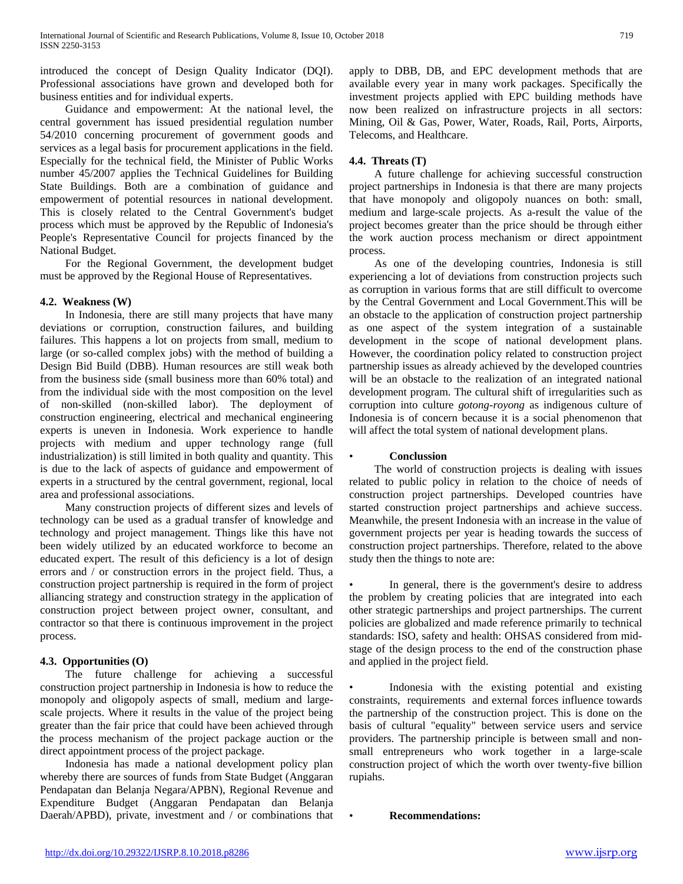introduced the concept of Design Quality Indicator (DQI). Professional associations have grown and developed both for business entities and for individual experts.

Guidance and empowerment: At the national level, the central government has issued presidential regulation number 54/2010 concerning procurement of government goods and services as a legal basis for procurement applications in the field. Especially for the technical field, the Minister of Public Works number 45/2007 applies the Technical Guidelines for Building State Buildings. Both are a combination of guidance and empowerment of potential resources in national development. This is closely related to the Central Government's budget process which must be approved by the Republic of Indonesia's People's Representative Council for projects financed by the National Budget.

For the Regional Government, the development budget must be approved by the Regional House of Representatives.

### 4.2. Weakness (W)

In Indonesia, there are still many projects that have many deviations or corruption, construction failures, and building failures. This happens a lot on projects from small, medium to large (or so-called complex jobs) with the method of building a Design Bid Build (DBB). Human resources are still weak both from the business side (small business more than 60% total) and from the individual side with the most composition on the level of non-skilled (non-skilled labor). The deployment of construction engineering, electrical and mechanical engineering experts is uneven in Indonesia. Work experience to handle projects with medium and upper technology range (full industrialization) is still limited in both quality and quantity. This is due to the lack of aspects of guidance and empowerment of experts in a structured by the central government, regional, local area and professional associations.

Many construction projects of different sizes and levels of technology can be used as a gradual transfer of knowledge and technology and project management. Things like this have not been widely utilized by an educated workforce to become an educated expert. The result of this deficiency is a lot of design errors and / or construction errors in the project field. Thus, a construction project partnership is required in the form of project alliancing strategy and construction strategy in the application of construction project between project owner, consultant, and contractor so that there is continuous improvement in the project process.

### 4.3. Opportunities (O)

The future challenge for achieving a successful construction project partnership in Indonesia is how to reduce the monopoly and oligopoly aspects of small, medium and large-scale projects. Where it results in the value of the project being greater than the fair price that could have been achieved through the process mechanism of the project package auction or the direct appointment process of the project package.

Indonesia has made a national development policy plan whereby there are sources of funds from State Budget (Anggaran Pendapatan dan Belanja Negara/APBN), Regional Revenue and Expenditure Budget (Anggaran Pendapatan dan Belanja Daerah/APBD), private, investment and / or combinations that apply to DBB, DB, and EPC development methods that are available every year in many work packages. Specifically the investment projects applied with EPC building methods have now been realized on infrastructure projects in all sectors: Mining, Oil & Gas, Power, Water, Roads, Rail, Ports, Airports, Telecoms, and Healthcare.

### 4.4. Threats (T)

A future challenge for achieving successful construction project partnerships in Indonesia is that there are many projects that have monopoly and oligopoly nuances on both: small, medium and large-scale projects. As a-result the value of the project becomes greater than the price should be through either the work auction process mechanism or direct appointment process.

As one of the developing countries, Indonesia is still experiencing a lot of deviations from construction projects such as corruption in various forms that are still difficult to overcome by the Central Government and Local Government.This will be an obstacle to the application of construction project partnership as one aspect of the system integration of a sustainable development in the scope of national development plans. However, the coordination policy related to construction project partnership issues as already achieved by the developed countries will be an obstacle to the realization of an integrated national development program. The cultural shift of irregularities such as corruption into culture *gotong-royong* as indigenous culture of Indonesia is of concern because it is a social phenomenon that will affect the total system of national development plans.

- **Conclussion**

The world of construction projects is dealing with issues related to public policy in relation to the choice of needs of construction project partnerships. Developed countries have started construction project partnerships and achieve success. Meanwhile, the present Indonesia with an increase in the value of government projects per year is heading towards the success of construction project partnerships. Therefore, related to the above study then the things to note are:

- In general, there is the government's desire to address the problem by creating policies that are integrated into each other strategic partnerships and project partnerships. The current policies are globalized and made reference primarily to technical standards: ISO, safety and health: OHSAS considered from mid-stage of the design process to the end of the construction phase and applied in the project field.

- Indonesia with the existing potential and existing constraints, requirements and external forces influence towards the partnership of the construction project. This is done on the basis of cultural "equality" between service users and service providers. The partnership principle is between small and non-small entrepreneurs who work together in a large-scale construction project of which the worth over twenty-five billion rupiahs.

- **Recommendations:**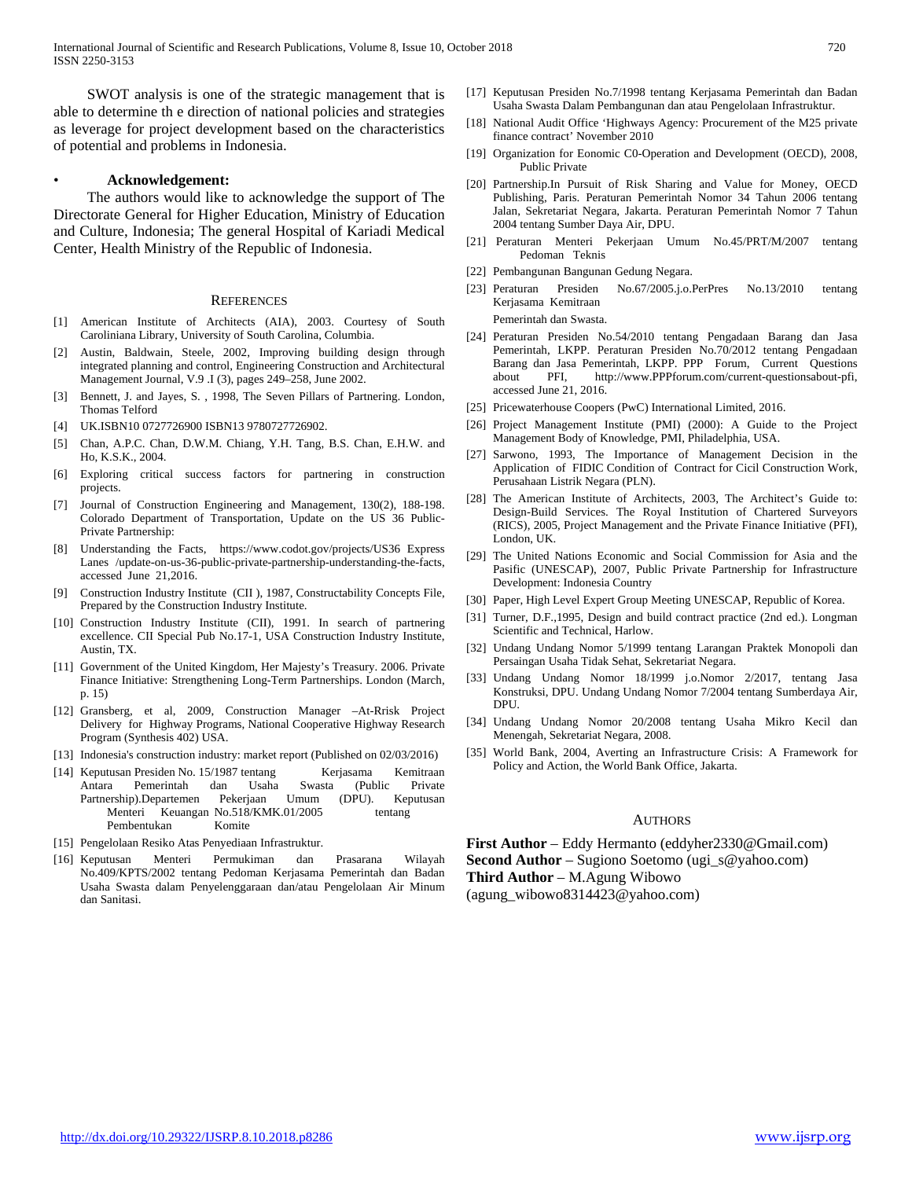SWOT analysis is one of the strategic management that is able to determine th e direction of national policies and strategies as leverage for project development based on the characteristics of potential and problems in Indonesia.

- **Acknowledgement:**

The authors would like to acknowledge the support of The Directorate General for Higher Education, Ministry of Education and Culture, Indonesia; The general Hospital of Kariadi Medical Center, Health Ministry of the Republic of Indonesia.

## REFERENCES

[1] American Institute of Architects (AIA), 2003. Courtesy of South Caroliniana Library, University of South Carolina, Columbia.

[2] Austin, Baldwain, Steele, 2002, Improving building design through integrated planning and control, Engineering Construction and Architectural Management Journal, V.9 .I (3), pages 249–258, June 2002.

[3] Bennett, J. and Jayes, S. , 1998, The Seven Pillars of Partnering. London, Thomas Telford

[4] UK.ISBN10 0727726900 ISBN13 9780727726902.

[5] Chan, A.P.C. Chan, D.W.M. Chiang, Y.H. Tang, B.S. Chan, E.H.W. and Ho, K.S.K., 2004.

[6] Exploring critical success factors for partnering in construction projects.

[7] Journal of Construction Engineering and Management, 130(2), 188-198. Colorado Department of Transportation, Update on the US 36 Public-Private Partnership:

[8] Understanding the Facts, https://www.codot.gov/projects/US36 Express Lanes /update-on-us-36-public-private-partnership-understanding-the-facts, accessed June 21,2016.

[9] Construction Industry Institute (CII ), 1987, Constructability Concepts File, Prepared by the Construction Industry Institute.

[10] Construction Industry Institute (CII), 1991. In search of partnering excellence. CII Special Pub No.17-1, USA Construction Industry Institute, Austin, TX.

[11] Government of the United Kingdom, Her Majesty's Treasury. 2006. Private Finance Initiative: Strengthening Long-Term Partnerships. London (March, p. 15)

[12] Gransberg, et al, 2009, Construction Manager –At-Rrisk Project Delivery for Highway Programs, National Cooperative Highway Research Program (Synthesis 402) USA.

[13] Indonesia's construction industry: market report (Published on 02/03/2016)

[14] Keputusan Presiden No. 15/1987 tentang Kerjasama Kemitraan Antara Pemerintah dan Usaha Swasta (Public Private Partnership).Departemen Pekerjaan Umum (DPU). Keputusan Menteri Keuangan No.518/KMK.01/2005 tentang Pembentukan Komite

[15] Pengelolaan Resiko Atas Penyediaan Infrastruktur.

[16] Keputusan Menteri Permukiman dan Prasarana Wilayah No.409/KPTS/2002 tentang Pedoman Kerjasama Pemerintah dan Badan Usaha Swasta dalam Penyelenggaraan dan/atau Pengelolaan Air Minum dan Sanitasi.

[17] Keputusan Presiden No.7/1998 tentang Kerjasama Pemerintah dan Badan Usaha Swasta Dalam Pembangunan dan atau Pengelolaan Infrastruktur.

[18] National Audit Office 'Highways Agency: Procurement of the M25 private finance contract' November 2010

[19] Organization for Eonomic C0-Operation and Development (OECD), 2008, Public Private

[20] Partnership.In Pursuit of Risk Sharing and Value for Money, OECD Publishing, Paris. Peraturan Pemerintah Nomor 34 Tahun 2006 tentang Jalan, Sekretariat Negara, Jakarta. Peraturan Pemerintah Nomor 7 Tahun 2004 tentang Sumber Daya Air, DPU.

[21] Peraturan Menteri Pekerjaan Umum No.45/PRT/M/2007 tentang Pedoman Teknis

[22] Pembangunan Bangunan Gedung Negara.

[23] Peraturan Presiden No.67/2005.j.o.PerPres No.13/2010 tentang Kerjasama Kemitraan Pemerintah dan Swasta.

[24] Peraturan Presiden No.54/2010 tentang Pengadaan Barang dan Jasa Pemerintah, LKPP. Peraturan Presiden No.70/2012 tentang Pengadaan Barang dan Jasa Pemerintah, LKPP. PPP Forum, Current Questions about PFI, http://www.PPPforum.com/current-questionsabout-pfi, accessed June 21, 2016.

[25] Pricewaterhouse Coopers (PwC) International Limited, 2016.

[26] Project Management Institute (PMI) (2000): A Guide to the Project Management Body of Knowledge, PMI, Philadelphia, USA.

[27] Sarwono, 1993, The Importance of Management Decision in the Application of FIDIC Condition of Contract for Cicil Construction Work, Perusahaan Listrik Negara (PLN).

[28] The American Institute of Architects, 2003, The Architect's Guide to: Design-Build Services. The Royal Institution of Chartered Surveyors (RICS), 2005, Project Management and the Private Finance Initiative (PFI), London, UK.

[29] The United Nations Economic and Social Commission for Asia and the Pasific (UNESCAP), 2007, Public Private Partnership for Infrastructure Development: Indonesia Country

[30] Paper, High Level Expert Group Meeting UNESCAP, Republic of Korea.

[31] Turner, D.F.,1995, Design and build contract practice (2nd ed.). Longman Scientific and Technical, Harlow.

[32] Undang Undang Nomor 5/1999 tentang Larangan Praktek Monopoli dan Persaingan Usaha Tidak Sehat, Sekretariat Negara.

[33] Undang Undang Nomor 18/1999 j.o.Nomor 2/2017, tentang Jasa Konstruksi, DPU. Undang Undang Nomor 7/2004 tentang Sumberdaya Air, DPU.

[34] Undang Undang Nomor 20/2008 tentang Usaha Mikro Kecil dan Menengah, Sekretariat Negara, 2008.

[35] World Bank, 2004, Averting an Infrastructure Crisis: A Framework for Policy and Action, the World Bank Office, Jakarta.

## AUTHORS

**First Author** – Eddy Hermanto (eddyher2330@Gmail.com)
**Second Author** – Sugiono Soetomo (ugi_s@yahoo.com)
**Third Author** – M.Agung Wibowo (agung_wibowo8314423@yahoo.com)